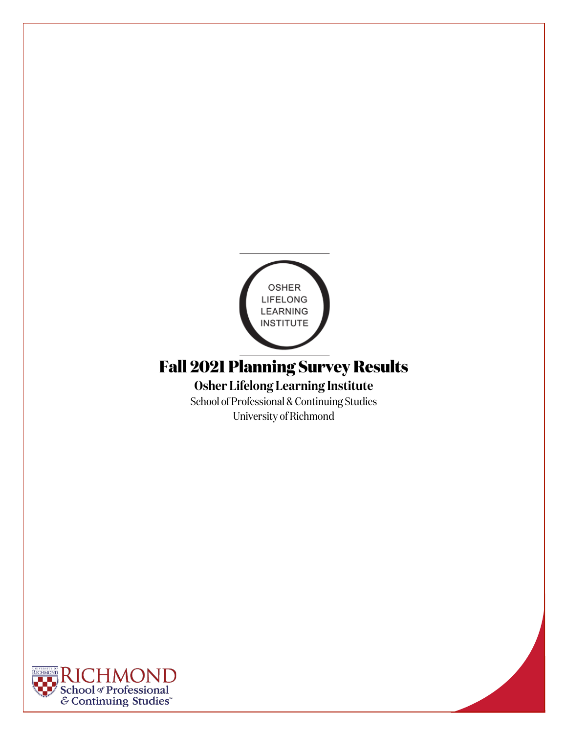OSHER LIFELONG LEARNING INSTITUTE

# Fall 2021 Planning Survey Results

## Osher Lifelong Learning Institute

School of Professional & Continuing Studies
University of Richmond

RICHMOND School of Professional & Continuing Studies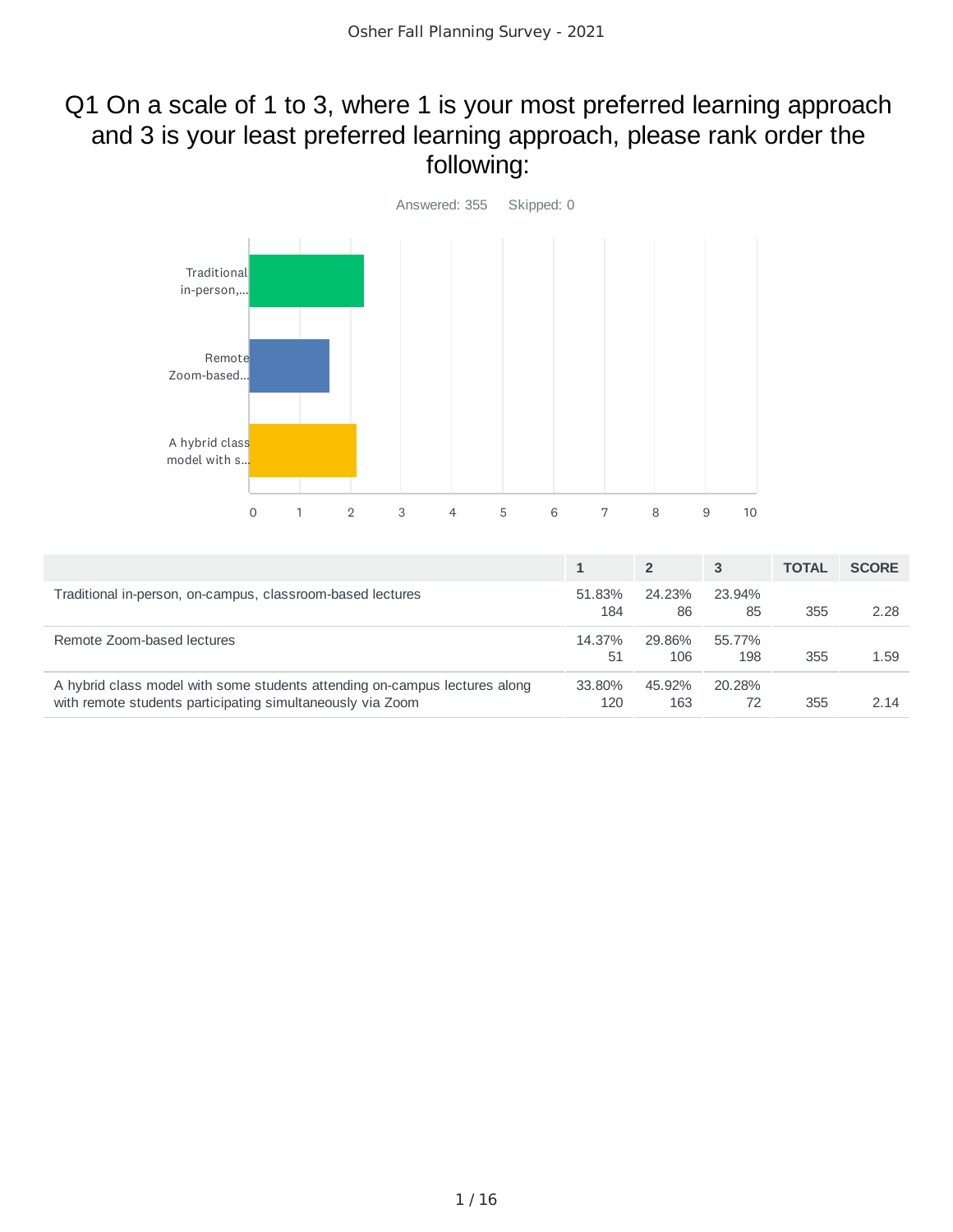# Q1 On a scale of 1 to 3, where 1 is your most preferred learning approach and 3 is your least preferred learning approach, please rank order the following:

Answered: 355 Skipped: 0

|  | 1 | 2 | 3 | TOTAL | SCORE |
|---|---|---|---|---|---|
| Traditional in-person, on-campus, classroom-based lectures | 51.83% 184 | 24.23% 86 | 23.94% 85 | 355 | 2.28 |
| Remote Zoom-based lectures | 14.37% 51 | 29.86% 106 | 55.77% 198 | 355 | 1.59 |
| A hybrid class model with some students attending on-campus lectures along with remote students participating simultaneously via Zoom | 33.80% 120 | 45.92% 163 | 20.28% 72 | 355 | 2.14 |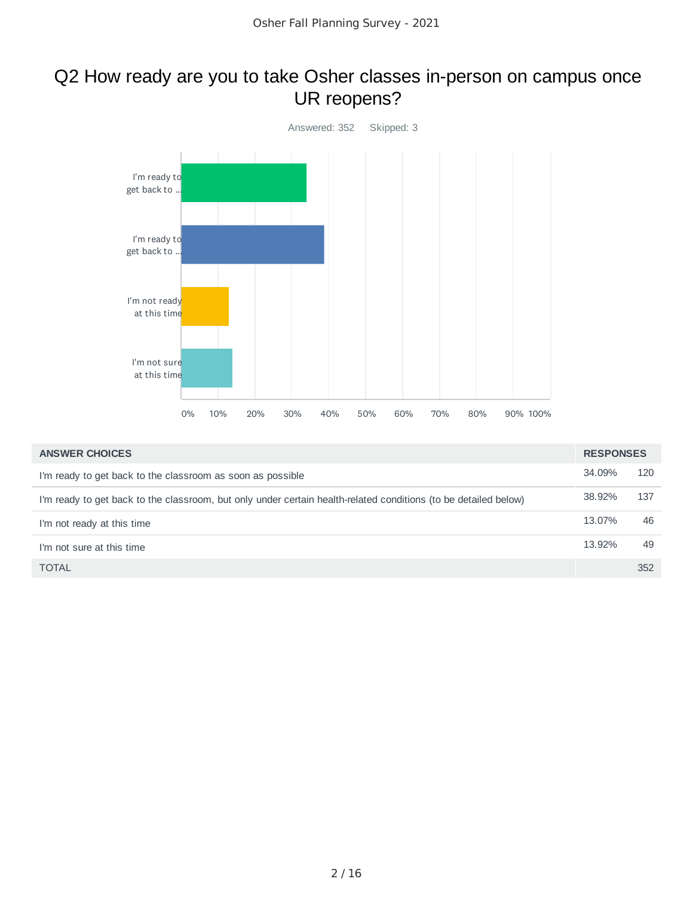# Q2 How ready are you to take Osher classes in-person on campus once UR reopens?

Answered: 352    Skipped: 3

| ANSWER CHOICES | RESPONSES | |
|---|---|---|
| I'm ready to get back to the classroom as soon as possible | 34.09% | 120 |
| I'm ready to get back to the classroom, but only under certain health-related conditions (to be detailed below) | 38.92% | 137 |
| I'm not ready at this time | 13.07% | 46 |
| I'm not sure at this time | 13.92% | 49 |
| TOTAL | | 352 |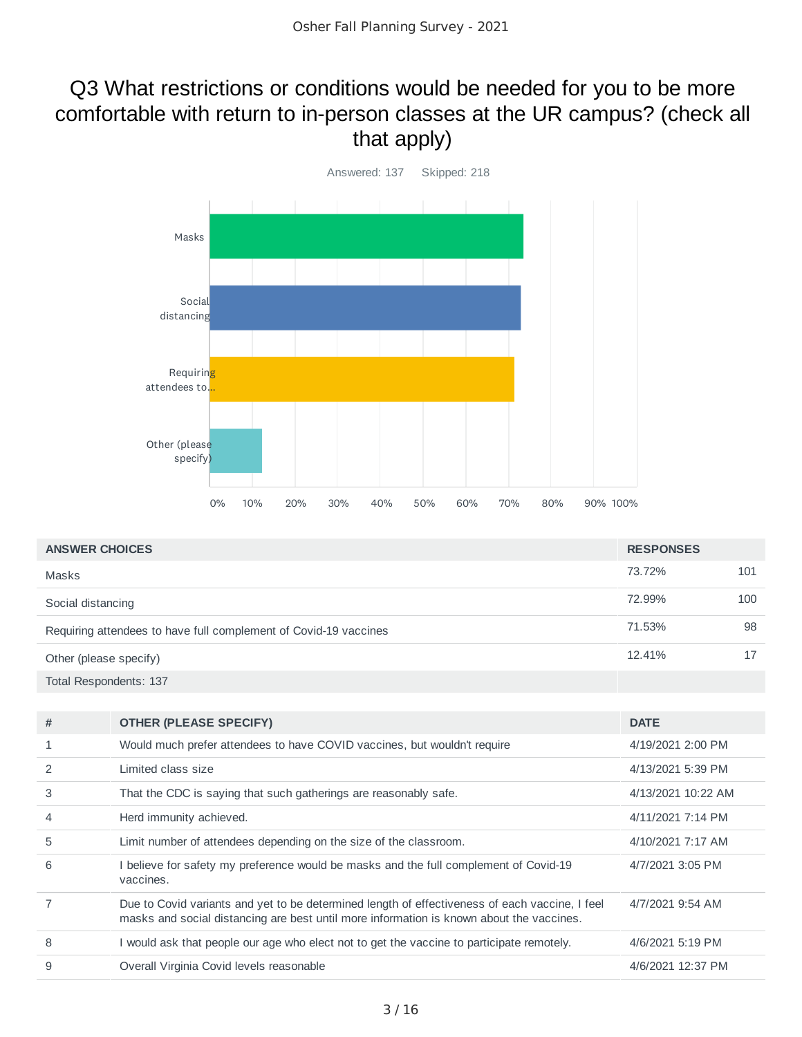# Q3 What restrictions or conditions would be needed for you to be more comfortable with return to in-person classes at the UR campus? (check all that apply)

Answered: 137 Skipped: 218

| ANSWER CHOICES | RESPONSES | |
|---|---|---|
| Masks | 73.72% | 101 |
| Social distancing | 72.99% | 100 |
| Requiring attendees to have full complement of Covid-19 vaccines | 71.53% | 98 |
| Other (please specify) | 12.41% | 17 |
| Total Respondents: 137 | | |

| # | OTHER (PLEASE SPECIFY) | DATE |
|---|---|---|
| 1 | Would much prefer attendees to have COVID vaccines, but wouldn't require | 4/19/2021 2:00 PM |
| 2 | Limited class size | 4/13/2021 5:39 PM |
| 3 | That the CDC is saying that such gatherings are reasonably safe. | 4/13/2021 10:22 AM |
| 4 | Herd immunity achieved. | 4/11/2021 7:14 PM |
| 5 | Limit number of attendees depending on the size of the classroom. | 4/10/2021 7:17 AM |
| 6 | I believe for safety my preference would be masks and the full complement of Covid-19 vaccines. | 4/7/2021 3:05 PM |
| 7 | Due to Covid variants and yet to be determined length of effectiveness of each vaccine, I feel masks and social distancing are best until more information is known about the vaccines. | 4/7/2021 9:54 AM |
| 8 | I would ask that people our age who elect not to get the vaccine to participate remotely. | 4/6/2021 5:19 PM |
| 9 | Overall Virginia Covid levels reasonable | 4/6/2021 12:37 PM |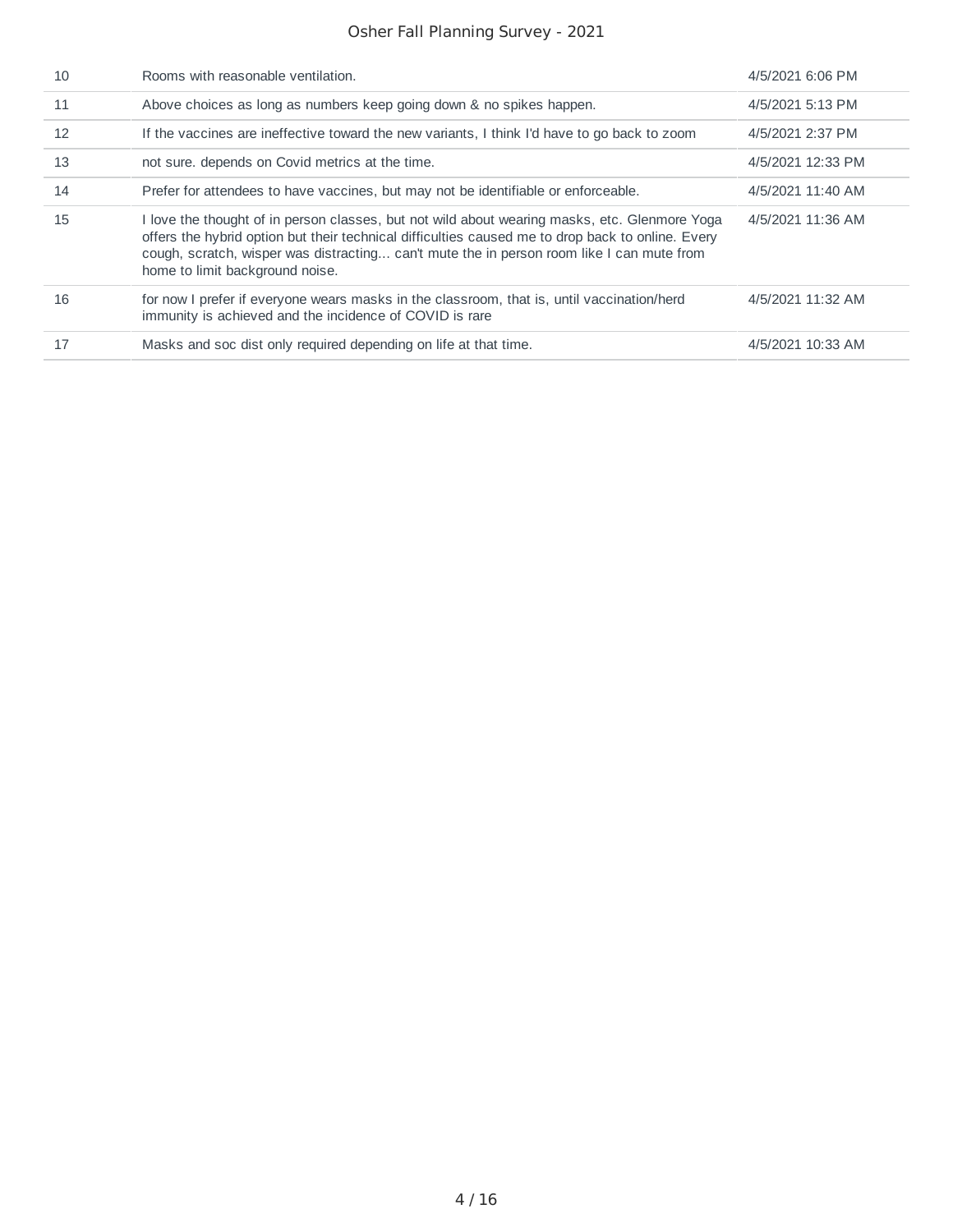| | | |
|---|---|---|
| 10 | Rooms with reasonable ventilation. | 4/5/2021 6:06 PM |
| 11 | Above choices as long as numbers keep going down & no spikes happen. | 4/5/2021 5:13 PM |
| 12 | If the vaccines are ineffective toward the new variants, I think I'd have to go back to zoom | 4/5/2021 2:37 PM |
| 13 | not sure. depends on Covid metrics at the time. | 4/5/2021 12:33 PM |
| 14 | Prefer for attendees to have vaccines, but may not be identifiable or enforceable. | 4/5/2021 11:40 AM |
| 15 | I love the thought of in person classes, but not wild about wearing masks, etc. Glenmore Yoga offers the hybrid option but their technical difficulties caused me to drop back to online. Every cough, scratch, wisper was distracting... can't mute the in person room like I can mute from home to limit background noise. | 4/5/2021 11:36 AM |
| 16 | for now I prefer if everyone wears masks in the classroom, that is, until vaccination/herd immunity is achieved and the incidence of COVID is rare | 4/5/2021 11:32 AM |
| 17 | Masks and soc dist only required depending on life at that time. | 4/5/2021 10:33 AM |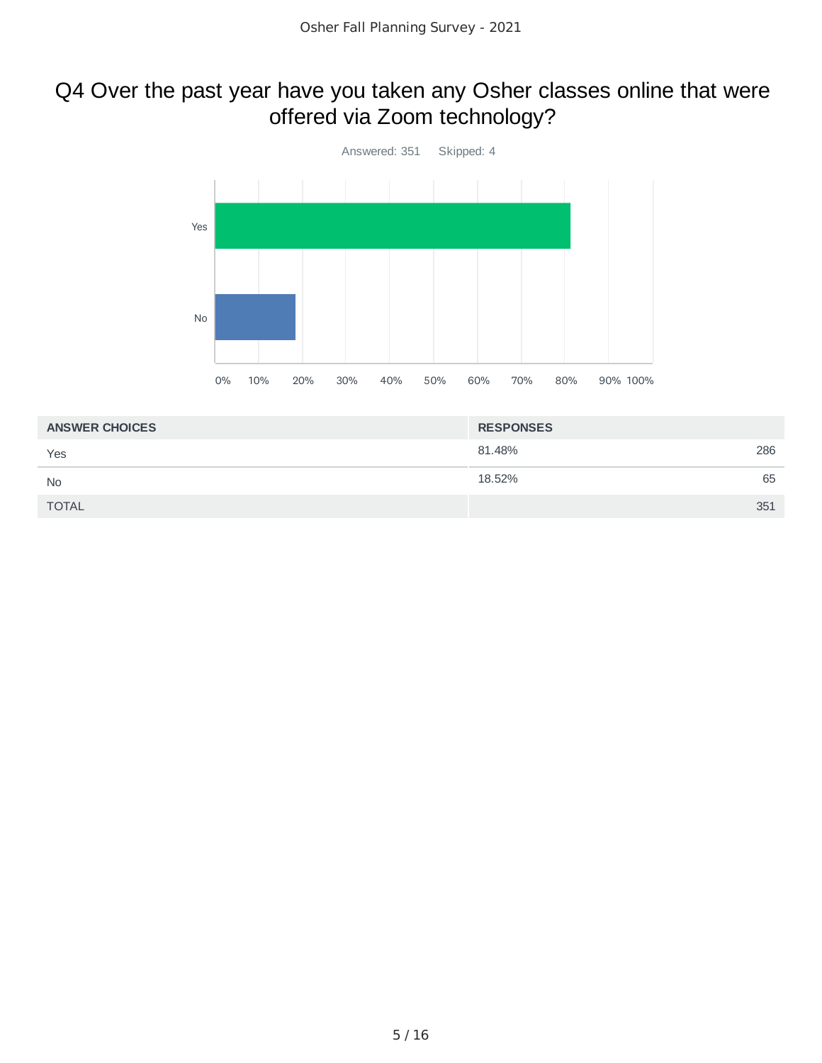# Q4 Over the past year have you taken any Osher classes online that were offered via Zoom technology?

Answered: 351 Skipped: 4

| ANSWER CHOICES | RESPONSES | |
|---|---|---|
| Yes | 81.48% | 286 |
| No | 18.52% | 65 |
| TOTAL | | 351 |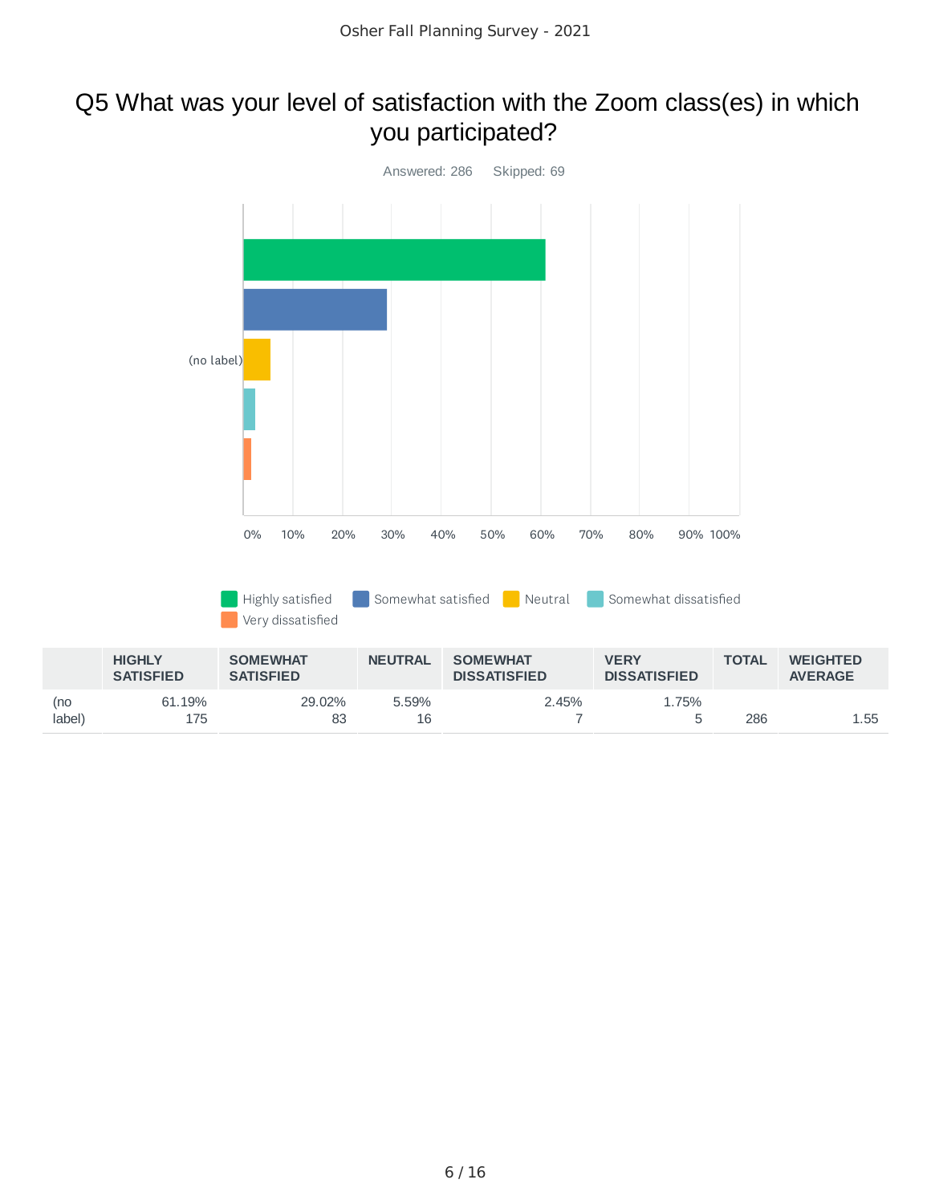# Q5 What was your level of satisfaction with the Zoom class(es) in which you participated?

Answered: 286 Skipped: 69

Highly satisfied | Somewhat satisfied | Neutral | Somewhat dissatisfied | Very dissatisfied

| | HIGHLY SATISFIED | SOMEWHAT SATISFIED | NEUTRAL | SOMEWHAT DISSATISFIED | VERY DISSATISFIED | TOTAL | WEIGHTED AVERAGE |
|---|---|---|---|---|---|---|---|
| (no label) | 61.19% 175 | 29.02% 83 | 5.59% 16 | 2.45% 7 | 1.75% 5 | 286 | 1.55 |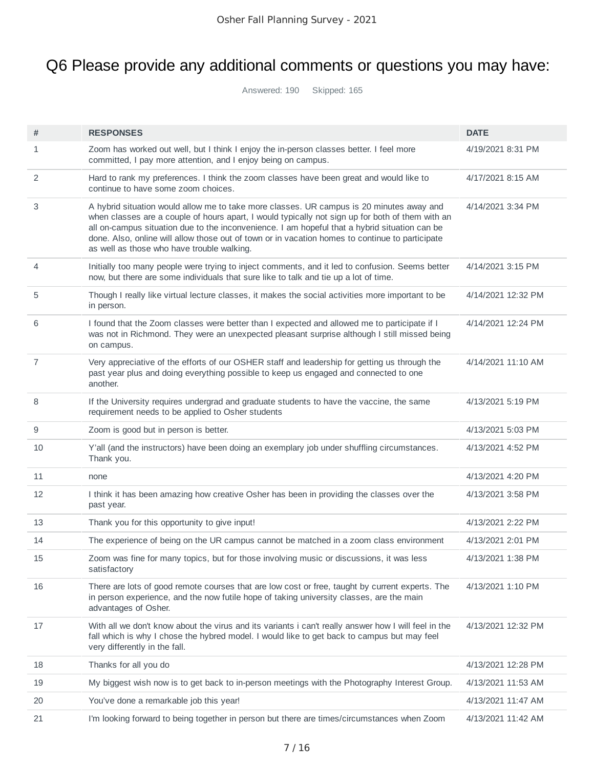# Q6 Please provide any additional comments or questions you may have:

Answered: 190 Skipped: 165

| # | RESPONSES | DATE |
|---|---|---|
| 1 | Zoom has worked out well, but I think I enjoy the in-person classes better. I feel more committed, I pay more attention, and I enjoy being on campus. | 4/19/2021 8:31 PM |
| 2 | Hard to rank my preferences. I think the zoom classes have been great and would like to continue to have some zoom choices. | 4/17/2021 8:15 AM |
| 3 | A hybrid situation would allow me to take more classes. UR campus is 20 minutes away and when classes are a couple of hours apart, I would typically not sign up for both of them with an all on-campus situation due to the inconvenience. I am hopeful that a hybrid situation can be done. Also, online will allow those out of town or in vacation homes to continue to participate as well as those who have trouble walking. | 4/14/2021 3:34 PM |
| 4 | Initially too many people were trying to inject comments, and it led to confusion. Seems better now, but there are some individuals that sure like to talk and tie up a lot of time. | 4/14/2021 3:15 PM |
| 5 | Though I really like virtual lecture classes, it makes the social activities more important to be in person. | 4/14/2021 12:32 PM |
| 6 | I found that the Zoom classes were better than I expected and allowed me to participate if I was not in Richmond. They were an unexpected pleasant surprise although I still missed being on campus. | 4/14/2021 12:24 PM |
| 7 | Very appreciative of the efforts of our OSHER staff and leadership for getting us through the past year plus and doing everything possible to keep us engaged and connected to one another. | 4/14/2021 11:10 AM |
| 8 | If the University requires undergrad and graduate students to have the vaccine, the same requirement needs to be applied to Osher students | 4/13/2021 5:19 PM |
| 9 | Zoom is good but in person is better. | 4/13/2021 5:03 PM |
| 10 | Y'all (and the instructors) have been doing an exemplary job under shuffling circumstances. Thank you. | 4/13/2021 4:52 PM |
| 11 | none | 4/13/2021 4:20 PM |
| 12 | I think it has been amazing how creative Osher has been in providing the classes over the past year. | 4/13/2021 3:58 PM |
| 13 | Thank you for this opportunity to give input! | 4/13/2021 2:22 PM |
| 14 | The experience of being on the UR campus cannot be matched in a zoom class environment | 4/13/2021 2:01 PM |
| 15 | Zoom was fine for many topics, but for those involving music or discussions, it was less satisfactory | 4/13/2021 1:38 PM |
| 16 | There are lots of good remote courses that are low cost or free, taught by current experts. The in person experience, and the now futile hope of taking university classes, are the main advantages of Osher. | 4/13/2021 1:10 PM |
| 17 | With all we don't know about the virus and its variants i can't really answer how I will feel in the fall which is why I chose the hybred model. I would like to get back to campus but may feel very differently in the fall. | 4/13/2021 12:32 PM |
| 18 | Thanks for all you do | 4/13/2021 12:28 PM |
| 19 | My biggest wish now is to get back to in-person meetings with the Photography Interest Group. | 4/13/2021 11:53 AM |
| 20 | You've done a remarkable job this year! | 4/13/2021 11:47 AM |
| 21 | I'm looking forward to being together in person but there are times/circumstances when Zoom | 4/13/2021 11:42 AM |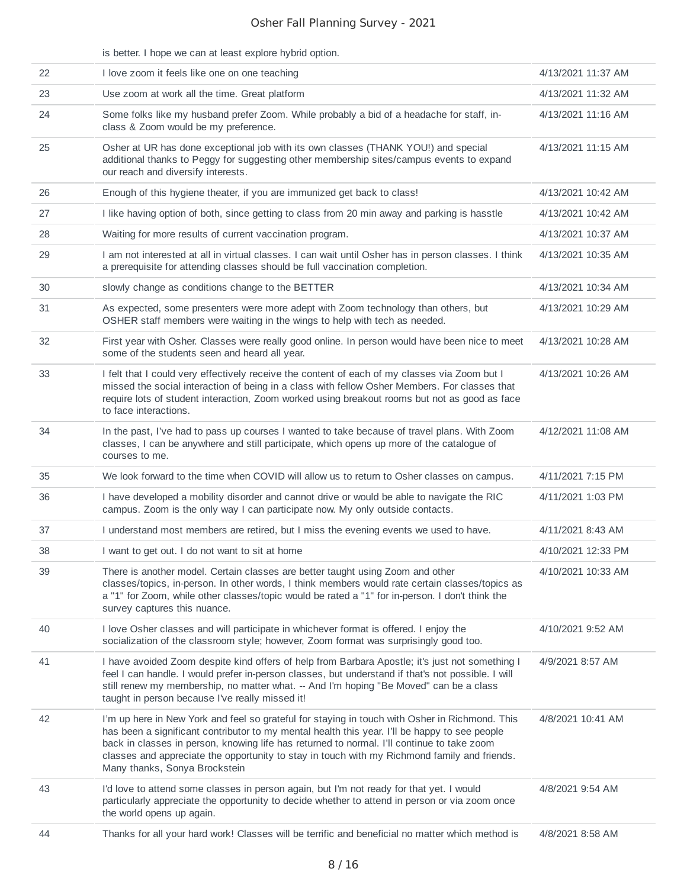| | is better. I hope we can at least explore hybrid option. | |
|---|---|---|
| 22 | I love zoom it feels like one on one teaching | 4/13/2021 11:37 AM |
| 23 | Use zoom at work all the time. Great platform | 4/13/2021 11:32 AM |
| 24 | Some folks like my husband prefer Zoom. While probably a bid of a headache for staff, in-class & Zoom would be my preference. | 4/13/2021 11:16 AM |
| 25 | Osher at UR has done exceptional job with its own classes (THANK YOU!) and special additional thanks to Peggy for suggesting other membership sites/campus events to expand our reach and diversify interests. | 4/13/2021 11:15 AM |
| 26 | Enough of this hygiene theater, if you are immunized get back to class! | 4/13/2021 10:42 AM |
| 27 | I like having option of both, since getting to class from 20 min away and parking is hasstle | 4/13/2021 10:42 AM |
| 28 | Waiting for more results of current vaccination program. | 4/13/2021 10:37 AM |
| 29 | I am not interested at all in virtual classes. I can wait until Osher has in person classes. I think a prerequisite for attending classes should be full vaccination completion. | 4/13/2021 10:35 AM |
| 30 | slowly change as conditions change to the BETTER | 4/13/2021 10:34 AM |
| 31 | As expected, some presenters were more adept with Zoom technology than others, but OSHER staff members were waiting in the wings to help with tech as needed. | 4/13/2021 10:29 AM |
| 32 | First year with Osher. Classes were really good online. In person would have been nice to meet some of the students seen and heard all year. | 4/13/2021 10:28 AM |
| 33 | I felt that I could very effectively receive the content of each of my classes via Zoom but I missed the social interaction of being in a class with fellow Osher Members. For classes that require lots of student interaction, Zoom worked using breakout rooms but not as good as face to face interactions. | 4/13/2021 10:26 AM |
| 34 | In the past, I've had to pass up courses I wanted to take because of travel plans. With Zoom classes, I can be anywhere and still participate, which opens up more of the catalogue of courses to me. | 4/12/2021 11:08 AM |
| 35 | We look forward to the time when COVID will allow us to return to Osher classes on campus. | 4/11/2021 7:15 PM |
| 36 | I have developed a mobility disorder and cannot drive or would be able to navigate the RIC campus. Zoom is the only way I can participate now. My only outside contacts. | 4/11/2021 1:03 PM |
| 37 | I understand most members are retired, but I miss the evening events we used to have. | 4/11/2021 8:43 AM |
| 38 | I want to get out. I do not want to sit at home | 4/10/2021 12:33 PM |
| 39 | There is another model. Certain classes are better taught using Zoom and other classes/topics, in-person. In other words, I think members would rate certain classes/topics as a "1" for Zoom, while other classes/topic would be rated a "1" for in-person. I don't think the survey captures this nuance. | 4/10/2021 10:33 AM |
| 40 | I love Osher classes and will participate in whichever format is offered. I enjoy the socialization of the classroom style; however, Zoom format was surprisingly good too. | 4/10/2021 9:52 AM |
| 41 | I have avoided Zoom despite kind offers of help from Barbara Apostle; it's just not something I feel I can handle. I would prefer in-person classes, but understand if that's not possible. I will still renew my membership, no matter what. -- And I'm hoping "Be Moved" can be a class taught in person because I've really missed it! | 4/9/2021 8:57 AM |
| 42 | I'm up here in New York and feel so grateful for staying in touch with Osher in Richmond. This has been a significant contributor to my mental health this year. I'll be happy to see people back in classes in person, knowing life has returned to normal. I'll continue to take zoom classes and appreciate the opportunity to stay in touch with my Richmond family and friends. Many thanks, Sonya Brockstein | 4/8/2021 10:41 AM |
| 43 | I'd love to attend some classes in person again, but I'm not ready for that yet. I would particularly appreciate the opportunity to decide whether to attend in person or via zoom once the world opens up again. | 4/8/2021 9:54 AM |
| 44 | Thanks for all your hard work! Classes will be terrific and beneficial no matter which method is | 4/8/2021 8:58 AM |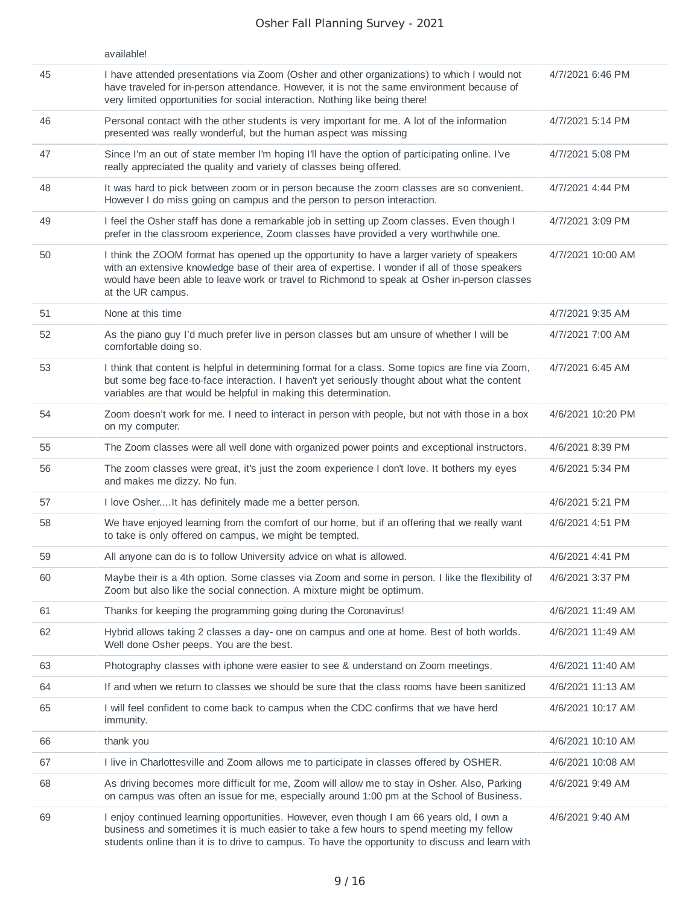| | | |
|---|---|---|
| | available! | |
| 45 | I have attended presentations via Zoom (Osher and other organizations) to which I would not have traveled for in-person attendance. However, it is not the same environment because of very limited opportunities for social interaction. Nothing like being there! | 4/7/2021 6:46 PM |
| 46 | Personal contact with the other students is very important for me. A lot of the information presented was really wonderful, but the human aspect was missing | 4/7/2021 5:14 PM |
| 47 | Since I'm an out of state member I'm hoping I'll have the option of participating online. I've really appreciated the quality and variety of classes being offered. | 4/7/2021 5:08 PM |
| 48 | It was hard to pick between zoom or in person because the zoom classes are so convenient. However I do miss going on campus and the person to person interaction. | 4/7/2021 4:44 PM |
| 49 | I feel the Osher staff has done a remarkable job in setting up Zoom classes. Even though I prefer in the classroom experience, Zoom classes have provided a very worthwhile one. | 4/7/2021 3:09 PM |
| 50 | I think the ZOOM format has opened up the opportunity to have a larger variety of speakers with an extensive knowledge base of their area of expertise. I wonder if all of those speakers would have been able to leave work or travel to Richmond to speak at Osher in-person classes at the UR campus. | 4/7/2021 10:00 AM |
| 51 | None at this time | 4/7/2021 9:35 AM |
| 52 | As the piano guy I'd much prefer live in person classes but am unsure of whether I will be comfortable doing so. | 4/7/2021 7:00 AM |
| 53 | I think that content is helpful in determining format for a class. Some topics are fine via Zoom, but some beg face-to-face interaction. I haven't yet seriously thought about what the content variables are that would be helpful in making this determination. | 4/7/2021 6:45 AM |
| 54 | Zoom doesn't work for me. I need to interact in person with people, but not with those in a box on my computer. | 4/6/2021 10:20 PM |
| 55 | The Zoom classes were all well done with organized power points and exceptional instructors. | 4/6/2021 8:39 PM |
| 56 | The zoom classes were great, it's just the zoom experience I don't love. It bothers my eyes and makes me dizzy. No fun. | 4/6/2021 5:34 PM |
| 57 | I love Osher....It has definitely made me a better person. | 4/6/2021 5:21 PM |
| 58 | We have enjoyed learning from the comfort of our home, but if an offering that we really want to take is only offered on campus, we might be tempted. | 4/6/2021 4:51 PM |
| 59 | All anyone can do is to follow University advice on what is allowed. | 4/6/2021 4:41 PM |
| 60 | Maybe their is a 4th option. Some classes via Zoom and some in person. I like the flexibility of Zoom but also like the social connection. A mixture might be optimum. | 4/6/2021 3:37 PM |
| 61 | Thanks for keeping the programming going during the Coronavirus! | 4/6/2021 11:49 AM |
| 62 | Hybrid allows taking 2 classes a day- one on campus and one at home. Best of both worlds. Well done Osher peeps. You are the best. | 4/6/2021 11:49 AM |
| 63 | Photography classes with iphone were easier to see & understand on Zoom meetings. | 4/6/2021 11:40 AM |
| 64 | If and when we return to classes we should be sure that the class rooms have been sanitized | 4/6/2021 11:13 AM |
| 65 | I will feel confident to come back to campus when the CDC confirms that we have herd immunity. | 4/6/2021 10:17 AM |
| 66 | thank you | 4/6/2021 10:10 AM |
| 67 | I live in Charlottesville and Zoom allows me to participate in classes offered by OSHER. | 4/6/2021 10:08 AM |
| 68 | As driving becomes more difficult for me, Zoom will allow me to stay in Osher. Also, Parking on campus was often an issue for me, especially around 1:00 pm at the School of Business. | 4/6/2021 9:49 AM |
| 69 | I enjoy continued learning opportunities. However, even though I am 66 years old, I own a business and sometimes it is much easier to take a few hours to spend meeting my fellow students online than it is to drive to campus. To have the opportunity to discuss and learn with | 4/6/2021 9:40 AM |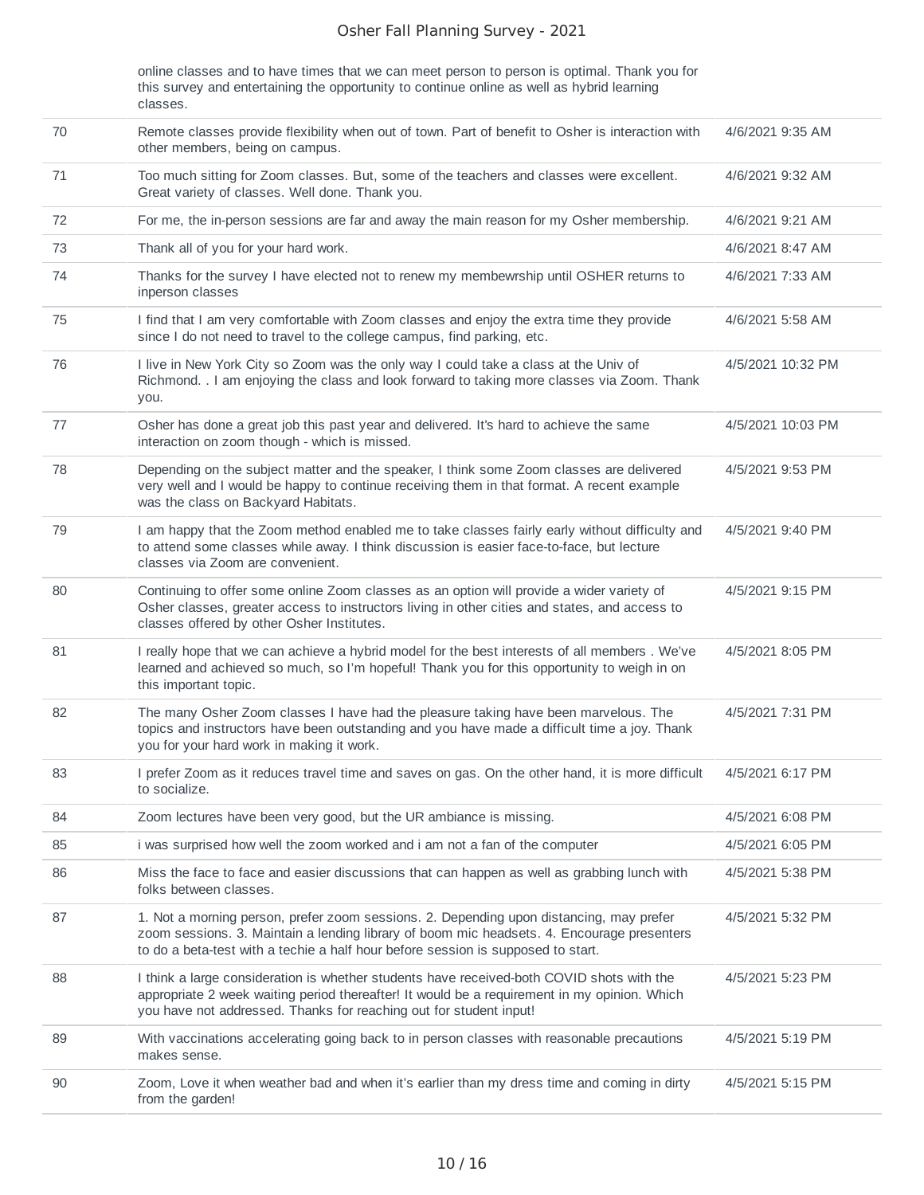| | | |
|---|---|---|
| | online classes and to have times that we can meet person to person is optimal. Thank you for this survey and entertaining the opportunity to continue online as well as hybrid learning classes. | |
| 70 | Remote classes provide flexibility when out of town. Part of benefit to Osher is interaction with other members, being on campus. | 4/6/2021 9:35 AM |
| 71 | Too much sitting for Zoom classes. But, some of the teachers and classes were excellent. Great variety of classes. Well done. Thank you. | 4/6/2021 9:32 AM |
| 72 | For me, the in-person sessions are far and away the main reason for my Osher membership. | 4/6/2021 9:21 AM |
| 73 | Thank all of you for your hard work. | 4/6/2021 8:47 AM |
| 74 | Thanks for the survey I have elected not to renew my membewrship until OSHER returns to inperson classes | 4/6/2021 7:33 AM |
| 75 | I find that I am very comfortable with Zoom classes and enjoy the extra time they provide since I do not need to travel to the college campus, find parking, etc. | 4/6/2021 5:58 AM |
| 76 | I live in New York City so Zoom was the only way I could take a class at the Univ of Richmond. . I am enjoying the class and look forward to taking more classes via Zoom. Thank you. | 4/5/2021 10:32 PM |
| 77 | Osher has done a great job this past year and delivered. It's hard to achieve the same interaction on zoom though - which is missed. | 4/5/2021 10:03 PM |
| 78 | Depending on the subject matter and the speaker, I think some Zoom classes are delivered very well and I would be happy to continue receiving them in that format. A recent example was the class on Backyard Habitats. | 4/5/2021 9:53 PM |
| 79 | I am happy that the Zoom method enabled me to take classes fairly early without difficulty and to attend some classes while away. I think discussion is easier face-to-face, but lecture classes via Zoom are convenient. | 4/5/2021 9:40 PM |
| 80 | Continuing to offer some online Zoom classes as an option will provide a wider variety of Osher classes, greater access to instructors living in other cities and states, and access to classes offered by other Osher Institutes. | 4/5/2021 9:15 PM |
| 81 | I really hope that we can achieve a hybrid model for the best interests of all members . We've learned and achieved so much, so I'm hopeful! Thank you for this opportunity to weigh in on this important topic. | 4/5/2021 8:05 PM |
| 82 | The many Osher Zoom classes I have had the pleasure taking have been marvelous. The topics and instructors have been outstanding and you have made a difficult time a joy. Thank you for your hard work in making it work. | 4/5/2021 7:31 PM |
| 83 | I prefer Zoom as it reduces travel time and saves on gas. On the other hand, it is more difficult to socialize. | 4/5/2021 6:17 PM |
| 84 | Zoom lectures have been very good, but the UR ambiance is missing. | 4/5/2021 6:08 PM |
| 85 | i was surprised how well the zoom worked and i am not a fan of the computer | 4/5/2021 6:05 PM |
| 86 | Miss the face to face and easier discussions that can happen as well as grabbing lunch with folks between classes. | 4/5/2021 5:38 PM |
| 87 | 1. Not a morning person, prefer zoom sessions. 2. Depending upon distancing, may prefer zoom sessions. 3. Maintain a lending library of boom mic headsets. 4. Encourage presenters to do a beta-test with a techie a half hour before session is supposed to start. | 4/5/2021 5:32 PM |
| 88 | I think a large consideration is whether students have received-both COVID shots with the appropriate 2 week waiting period thereafter! It would be a requirement in my opinion. Which you have not addressed. Thanks for reaching out for student input! | 4/5/2021 5:23 PM |
| 89 | With vaccinations accelerating going back to in person classes with reasonable precautions makes sense. | 4/5/2021 5:19 PM |
| 90 | Zoom, Love it when weather bad and when it's earlier than my dress time and coming in dirty from the garden! | 4/5/2021 5:15 PM |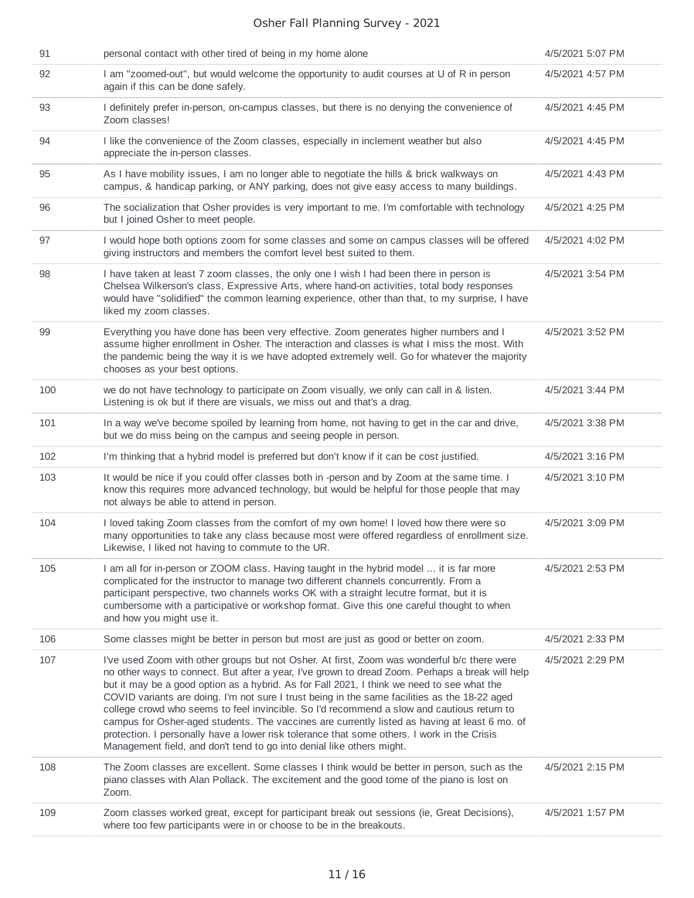| 91 | personal contact with other tired of being in my home alone | 4/5/2021 5:07 PM |
|---|---|---|
| 92 | I am "zoomed-out", but would welcome the opportunity to audit courses at U of R in person again if this can be done safely. | 4/5/2021 4:57 PM |
| 93 | I definitely prefer in-person, on-campus classes, but there is no denying the convenience of Zoom classes! | 4/5/2021 4:45 PM |
| 94 | I like the convenience of the Zoom classes, especially in inclement weather but also appreciate the in-person classes. | 4/5/2021 4:45 PM |
| 95 | As I have mobility issues, I am no longer able to negotiate the hills & brick walkways on campus, & handicap parking, or ANY parking, does not give easy access to many buildings. | 4/5/2021 4:43 PM |
| 96 | The socialization that Osher provides is very important to me. I'm comfortable with technology but I joined Osher to meet people. | 4/5/2021 4:25 PM |
| 97 | I would hope both options zoom for some classes and some on campus classes will be offered giving instructors and members the comfort level best suited to them. | 4/5/2021 4:02 PM |
| 98 | I have taken at least 7 zoom classes, the only one I wish I had been there in person is Chelsea Wilkerson's class, Expressive Arts, where hand-on activities, total body responses would have "solidified" the common learning experience, other than that, to my surprise, I have liked my zoom classes. | 4/5/2021 3:54 PM |
| 99 | Everything you have done has been very effective. Zoom generates higher numbers and I assume higher enrollment in Osher. The interaction and classes is what I miss the most. With the pandemic being the way it is we have adopted extremely well. Go for whatever the majority chooses as your best options. | 4/5/2021 3:52 PM |
| 100 | we do not have technology to participate on Zoom visually, we only can call in & listen. Listening is ok but if there are visuals, we miss out and that's a drag. | 4/5/2021 3:44 PM |
| 101 | In a way we've become spoiled by learning from home, not having to get in the car and drive, but we do miss being on the campus and seeing people in person. | 4/5/2021 3:38 PM |
| 102 | I'm thinking that a hybrid model is preferred but don't know if it can be cost justified. | 4/5/2021 3:16 PM |
| 103 | It would be nice if you could offer classes both in -person and by Zoom at the same time. I know this requires more advanced technology, but would be helpful for those people that may not always be able to attend in person. | 4/5/2021 3:10 PM |
| 104 | I loved taking Zoom classes from the comfort of my own home! I loved how there were so many opportunities to take any class because most were offered regardless of enrollment size. Likewise, I liked not having to commute to the UR. | 4/5/2021 3:09 PM |
| 105 | I am all for in-person or ZOOM class. Having taught in the hybrid model ... it is far more complicated for the instructor to manage two different channels concurrently. From a participant perspective, two channels works OK with a straight lecutre format, but it is cumbersome with a participative or workshop format. Give this one careful thought to when and how you might use it. | 4/5/2021 2:53 PM |
| 106 | Some classes might be better in person but most are just as good or better on zoom. | 4/5/2021 2:33 PM |
| 107 | I've used Zoom with other groups but not Osher. At first, Zoom was wonderful b/c there were no other ways to connect. But after a year, I've grown to dread Zoom. Perhaps a break will help but it may be a good option as a hybrid. As for Fall 2021, I think we need to see what the COVID variants are doing. I'm not sure I trust being in the same facilities as the 18-22 aged college crowd who seems to feel invincible. So I'd recommend a slow and cautious return to campus for Osher-aged students. The vaccines are currently listed as having at least 6 mo. of protection. I personally have a lower risk tolerance that some others. I work in the Crisis Management field, and don't tend to go into denial like others might. | 4/5/2021 2:29 PM |
| 108 | The Zoom classes are excellent. Some classes I think would be better in person, such as the piano classes with Alan Pollack. The excitement and the good tome of the piano is lost on Zoom. | 4/5/2021 2:15 PM |
| 109 | Zoom classes worked great, except for participant break out sessions (ie, Great Decisions), where too few participants were in or choose to be in the breakouts. | 4/5/2021 1:57 PM |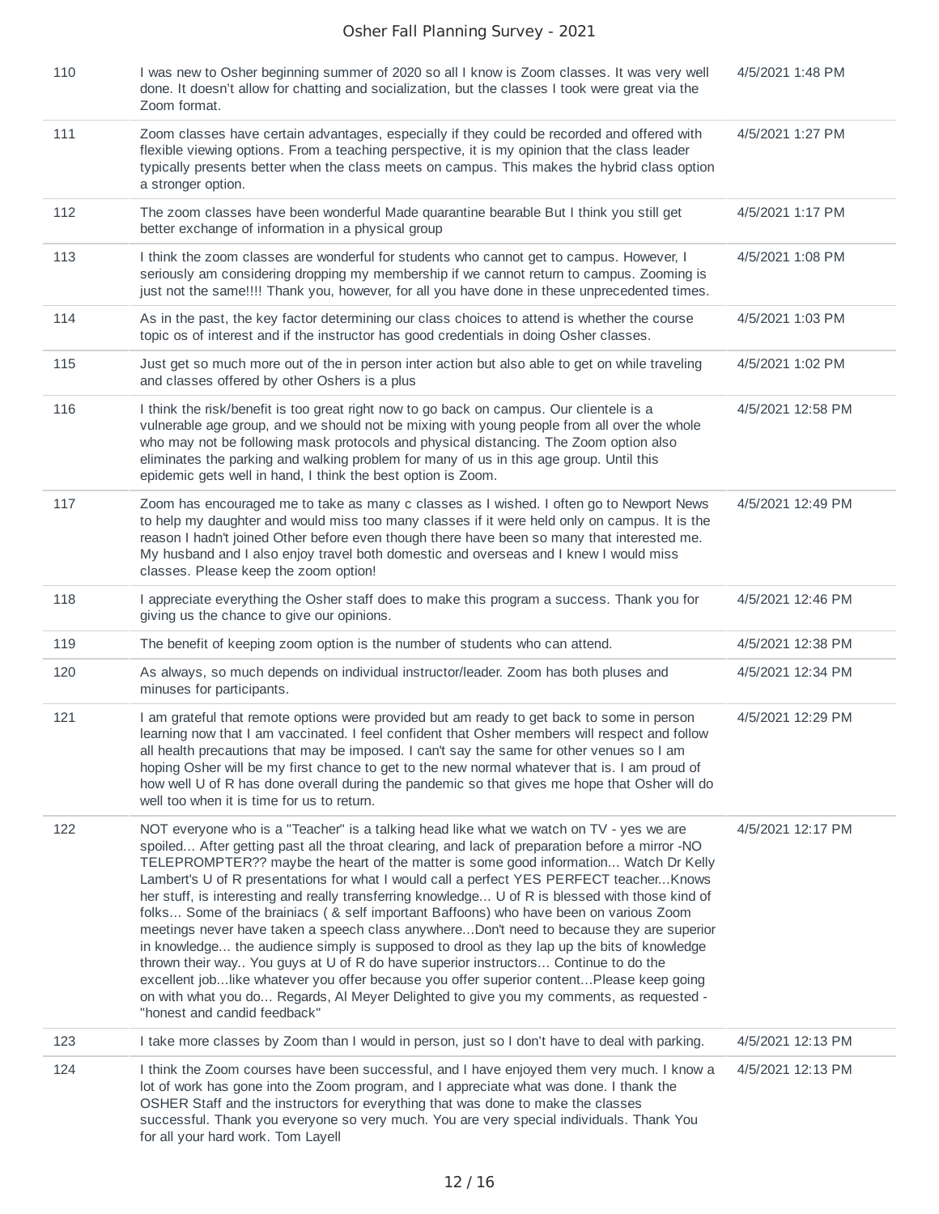| | | |
|---|---|---|
| 110 | I was new to Osher beginning summer of 2020 so all I know is Zoom classes. It was very well done. It doesn't allow for chatting and socialization, but the classes I took were great via the Zoom format. | 4/5/2021 1:48 PM |
| 111 | Zoom classes have certain advantages, especially if they could be recorded and offered with flexible viewing options. From a teaching perspective, it is my opinion that the class leader typically presents better when the class meets on campus. This makes the hybrid class option a stronger option. | 4/5/2021 1:27 PM |
| 112 | The zoom classes have been wonderful Made quarantine bearable But I think you still get better exchange of information in a physical group | 4/5/2021 1:17 PM |
| 113 | I think the zoom classes are wonderful for students who cannot get to campus. However, I seriously am considering dropping my membership if we cannot return to campus. Zooming is just not the same!!!! Thank you, however, for all you have done in these unprecedented times. | 4/5/2021 1:08 PM |
| 114 | As in the past, the key factor determining our class choices to attend is whether the course topic os of interest and if the instructor has good credentials in doing Osher classes. | 4/5/2021 1:03 PM |
| 115 | Just get so much more out of the in person inter action but also able to get on while traveling and classes offered by other Oshers is a plus | 4/5/2021 1:02 PM |
| 116 | I think the risk/benefit is too great right now to go back on campus. Our clientele is a vulnerable age group, and we should not be mixing with young people from all over the whole who may not be following mask protocols and physical distancing. The Zoom option also eliminates the parking and walking problem for many of us in this age group. Until this epidemic gets well in hand, I think the best option is Zoom. | 4/5/2021 12:58 PM |
| 117 | Zoom has encouraged me to take as many c classes as I wished. I often go to Newport News to help my daughter and would miss too many classes if it were held only on campus. It is the reason I hadn't joined Other before even though there have been so many that interested me. My husband and I also enjoy travel both domestic and overseas and I knew I would miss classes. Please keep the zoom option! | 4/5/2021 12:49 PM |
| 118 | I appreciate everything the Osher staff does to make this program a success. Thank you for giving us the chance to give our opinions. | 4/5/2021 12:46 PM |
| 119 | The benefit of keeping zoom option is the number of students who can attend. | 4/5/2021 12:38 PM |
| 120 | As always, so much depends on individual instructor/leader. Zoom has both pluses and minuses for participants. | 4/5/2021 12:34 PM |
| 121 | I am grateful that remote options were provided but am ready to get back to some in person learning now that I am vaccinated. I feel confident that Osher members will respect and follow all health precautions that may be imposed. I can't say the same for other venues so I am hoping Osher will be my first chance to get to the new normal whatever that is. I am proud of how well U of R has done overall during the pandemic so that gives me hope that Osher will do well too when it is time for us to return. | 4/5/2021 12:29 PM |
| 122 | NOT everyone who is a "Teacher" is a talking head like what we watch on TV - yes we are spoiled... After getting past all the throat clearing, and lack of preparation before a mirror -NO TELEPROMPTER?? maybe the heart of the matter is some good information... Watch Dr Kelly Lambert's U of R presentations for what I would call a perfect YES PERFECT teacher...Knows her stuff, is interesting and really transferring knowledge... U of R is blessed with those kind of folks... Some of the brainiacs ( & self important Baffoons) who have been on various Zoom meetings never have taken a speech class anywhere...Don't need to because they are superior in knowledge... the audience simply is supposed to drool as they lap up the bits of knowledge thrown their way.. You guys at U of R do have superior instructors... Continue to do the excellent job...like whatever you offer because you offer superior content...Please keep going on with what you do... Regards, Al Meyer Delighted to give you my comments, as requested - "honest and candid feedback" | 4/5/2021 12:17 PM |
| 123 | I take more classes by Zoom than I would in person, just so I don't have to deal with parking. | 4/5/2021 12:13 PM |
| 124 | I think the Zoom courses have been successful, and I have enjoyed them very much. I know a lot of work has gone into the Zoom program, and I appreciate what was done. I thank the OSHER Staff and the instructors for everything that was done to make the classes successful. Thank you everyone so very much. You are very special individuals. Thank You for all your hard work. Tom Layell | 4/5/2021 12:13 PM |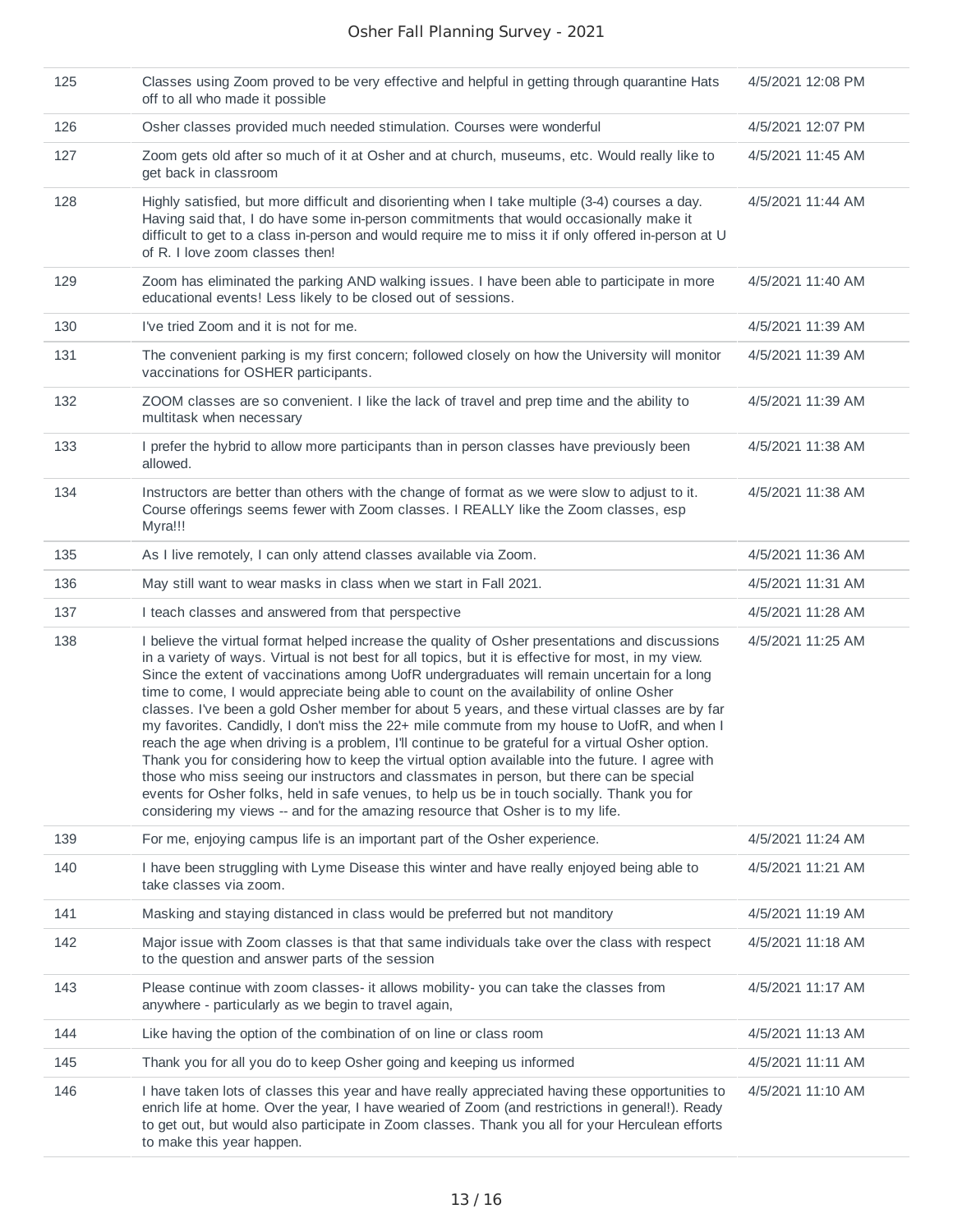| | | |
|---|---|---|
| 125 | Classes using Zoom proved to be very effective and helpful in getting through quarantine Hats off to all who made it possible | 4/5/2021 12:08 PM |
| 126 | Osher classes provided much needed stimulation. Courses were wonderful | 4/5/2021 12:07 PM |
| 127 | Zoom gets old after so much of it at Osher and at church, museums, etc. Would really like to get back in classroom | 4/5/2021 11:45 AM |
| 128 | Highly satisfied, but more difficult and disorienting when I take multiple (3-4) courses a day. Having said that, I do have some in-person commitments that would occasionally make it difficult to get to a class in-person and would require me to miss it if only offered in-person at U of R. I love zoom classes then! | 4/5/2021 11:44 AM |
| 129 | Zoom has eliminated the parking AND walking issues. I have been able to participate in more educational events! Less likely to be closed out of sessions. | 4/5/2021 11:40 AM |
| 130 | I've tried Zoom and it is not for me. | 4/5/2021 11:39 AM |
| 131 | The convenient parking is my first concern; followed closely on how the University will monitor vaccinations for OSHER participants. | 4/5/2021 11:39 AM |
| 132 | ZOOM classes are so convenient. I like the lack of travel and prep time and the ability to multitask when necessary | 4/5/2021 11:39 AM |
| 133 | I prefer the hybrid to allow more participants than in person classes have previously been allowed. | 4/5/2021 11:38 AM |
| 134 | Instructors are better than others with the change of format as we were slow to adjust to it. Course offerings seems fewer with Zoom classes. I REALLY like the Zoom classes, esp Myra!!! | 4/5/2021 11:38 AM |
| 135 | As I live remotely, I can only attend classes available via Zoom. | 4/5/2021 11:36 AM |
| 136 | May still want to wear masks in class when we start in Fall 2021. | 4/5/2021 11:31 AM |
| 137 | I teach classes and answered from that perspective | 4/5/2021 11:28 AM |
| 138 | I believe the virtual format helped increase the quality of Osher presentations and discussions in a variety of ways. Virtual is not best for all topics, but it is effective for most, in my view. Since the extent of vaccinations among UofR undergraduates will remain uncertain for a long time to come, I would appreciate being able to count on the availability of online Osher classes. I've been a gold Osher member for about 5 years, and these virtual classes are by far my favorites. Candidly, I don't miss the 22+ mile commute from my house to UofR, and when I reach the age when driving is a problem, I'll continue to be grateful for a virtual Osher option. Thank you for considering how to keep the virtual option available into the future. I agree with those who miss seeing our instructors and classmates in person, but there can be special events for Osher folks, held in safe venues, to help us be in touch socially. Thank you for considering my views -- and for the amazing resource that Osher is to my life. | 4/5/2021 11:25 AM |
| 139 | For me, enjoying campus life is an important part of the Osher experience. | 4/5/2021 11:24 AM |
| 140 | I have been struggling with Lyme Disease this winter and have really enjoyed being able to take classes via zoom. | 4/5/2021 11:21 AM |
| 141 | Masking and staying distanced in class would be preferred but not manditory | 4/5/2021 11:19 AM |
| 142 | Major issue with Zoom classes is that that same individuals take over the class with respect to the question and answer parts of the session | 4/5/2021 11:18 AM |
| 143 | Please continue with zoom classes- it allows mobility- you can take the classes from anywhere - particularly as we begin to travel again, | 4/5/2021 11:17 AM |
| 144 | Like having the option of the combination of on line or class room | 4/5/2021 11:13 AM |
| 145 | Thank you for all you do to keep Osher going and keeping us informed | 4/5/2021 11:11 AM |
| 146 | I have taken lots of classes this year and have really appreciated having these opportunities to enrich life at home. Over the year, I have wearied of Zoom (and restrictions in general!). Ready to get out, but would also participate in Zoom classes. Thank you all for your Herculean efforts to make this year happen. | 4/5/2021 11:10 AM |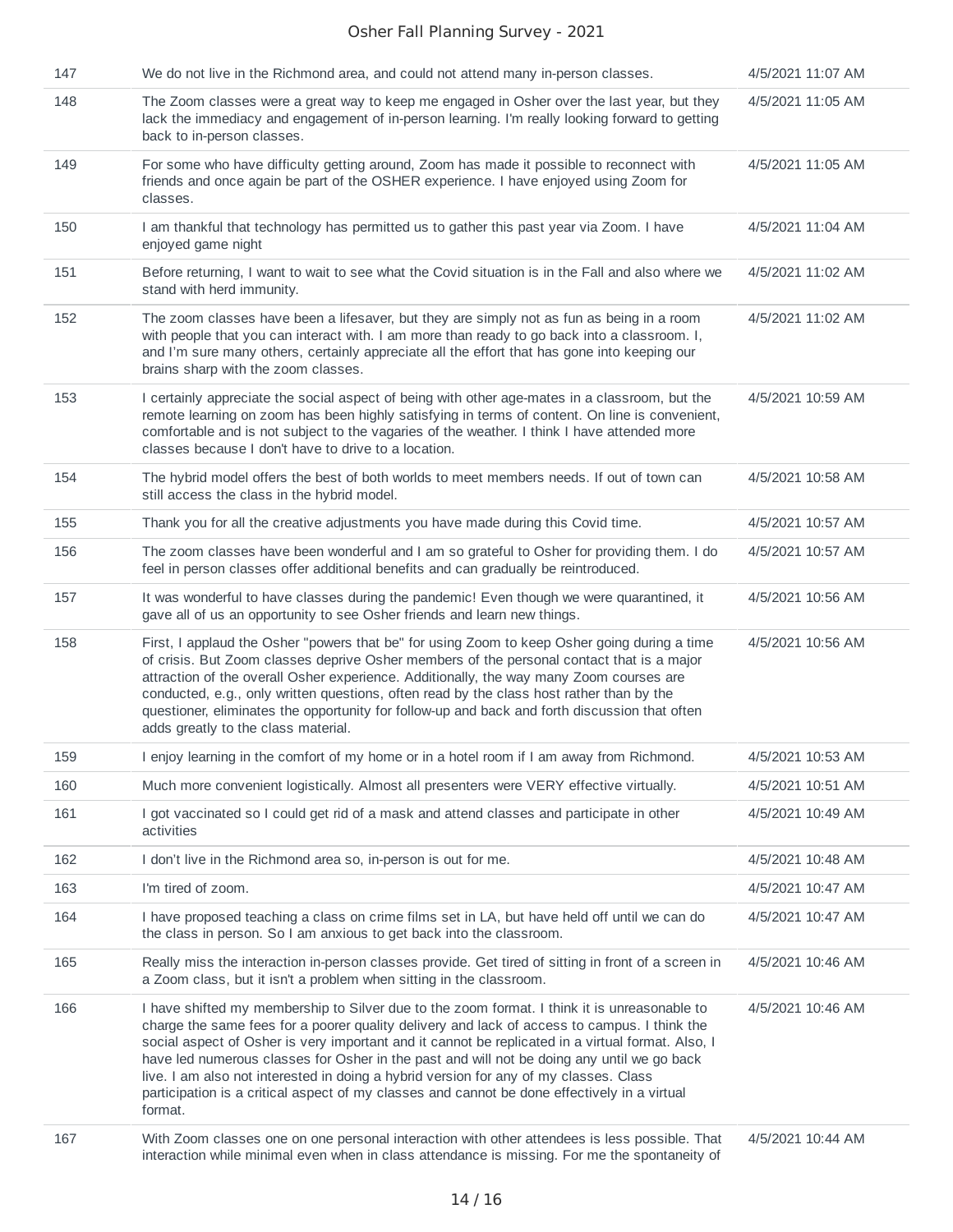| | | |
|---|---|---|
| 147 | We do not live in the Richmond area, and could not attend many in-person classes. | 4/5/2021 11:07 AM |
| 148 | The Zoom classes were a great way to keep me engaged in Osher over the last year, but they lack the immediacy and engagement of in-person learning. I'm really looking forward to getting back to in-person classes. | 4/5/2021 11:05 AM |
| 149 | For some who have difficulty getting around, Zoom has made it possible to reconnect with friends and once again be part of the OSHER experience. I have enjoyed using Zoom for classes. | 4/5/2021 11:05 AM |
| 150 | I am thankful that technology has permitted us to gather this past year via Zoom. I have enjoyed game night | 4/5/2021 11:04 AM |
| 151 | Before returning, I want to wait to see what the Covid situation is in the Fall and also where we stand with herd immunity. | 4/5/2021 11:02 AM |
| 152 | The zoom classes have been a lifesaver, but they are simply not as fun as being in a room with people that you can interact with. I am more than ready to go back into a classroom. I, and I'm sure many others, certainly appreciate all the effort that has gone into keeping our brains sharp with the zoom classes. | 4/5/2021 11:02 AM |
| 153 | I certainly appreciate the social aspect of being with other age-mates in a classroom, but the remote learning on zoom has been highly satisfying in terms of content. On line is convenient, comfortable and is not subject to the vagaries of the weather. I think I have attended more classes because I don't have to drive to a location. | 4/5/2021 10:59 AM |
| 154 | The hybrid model offers the best of both worlds to meet members needs. If out of town can still access the class in the hybrid model. | 4/5/2021 10:58 AM |
| 155 | Thank you for all the creative adjustments you have made during this Covid time. | 4/5/2021 10:57 AM |
| 156 | The zoom classes have been wonderful and I am so grateful to Osher for providing them. I do feel in person classes offer additional benefits and can gradually be reintroduced. | 4/5/2021 10:57 AM |
| 157 | It was wonderful to have classes during the pandemic! Even though we were quarantined, it gave all of us an opportunity to see Osher friends and learn new things. | 4/5/2021 10:56 AM |
| 158 | First, I applaud the Osher "powers that be" for using Zoom to keep Osher going during a time of crisis. But Zoom classes deprive Osher members of the personal contact that is a major attraction of the overall Osher experience. Additionally, the way many Zoom courses are conducted, e.g., only written questions, often read by the class host rather than by the questioner, eliminates the opportunity for follow-up and back and forth discussion that often adds greatly to the class material. | 4/5/2021 10:56 AM |
| 159 | I enjoy learning in the comfort of my home or in a hotel room if I am away from Richmond. | 4/5/2021 10:53 AM |
| 160 | Much more convenient logistically. Almost all presenters were VERY effective virtually. | 4/5/2021 10:51 AM |
| 161 | I got vaccinated so I could get rid of a mask and attend classes and participate in other activities | 4/5/2021 10:49 AM |
| 162 | I don't live in the Richmond area so, in-person is out for me. | 4/5/2021 10:48 AM |
| 163 | I'm tired of zoom. | 4/5/2021 10:47 AM |
| 164 | I have proposed teaching a class on crime films set in LA, but have held off until we can do the class in person. So I am anxious to get back into the classroom. | 4/5/2021 10:47 AM |
| 165 | Really miss the interaction in-person classes provide. Get tired of sitting in front of a screen in a Zoom class, but it isn't a problem when sitting in the classroom. | 4/5/2021 10:46 AM |
| 166 | I have shifted my membership to Silver due to the zoom format. I think it is unreasonable to charge the same fees for a poorer quality delivery and lack of access to campus. I think the social aspect of Osher is very important and it cannot be replicated in a virtual format. Also, I have led numerous classes for Osher in the past and will not be doing any until we go back live. I am also not interested in doing a hybrid version for any of my classes. Class participation is a critical aspect of my classes and cannot be done effectively in a virtual format. | 4/5/2021 10:46 AM |
| 167 | With Zoom classes one on one personal interaction with other attendees is less possible. That interaction while minimal even when in class attendance is missing. For me the spontaneity of | 4/5/2021 10:44 AM |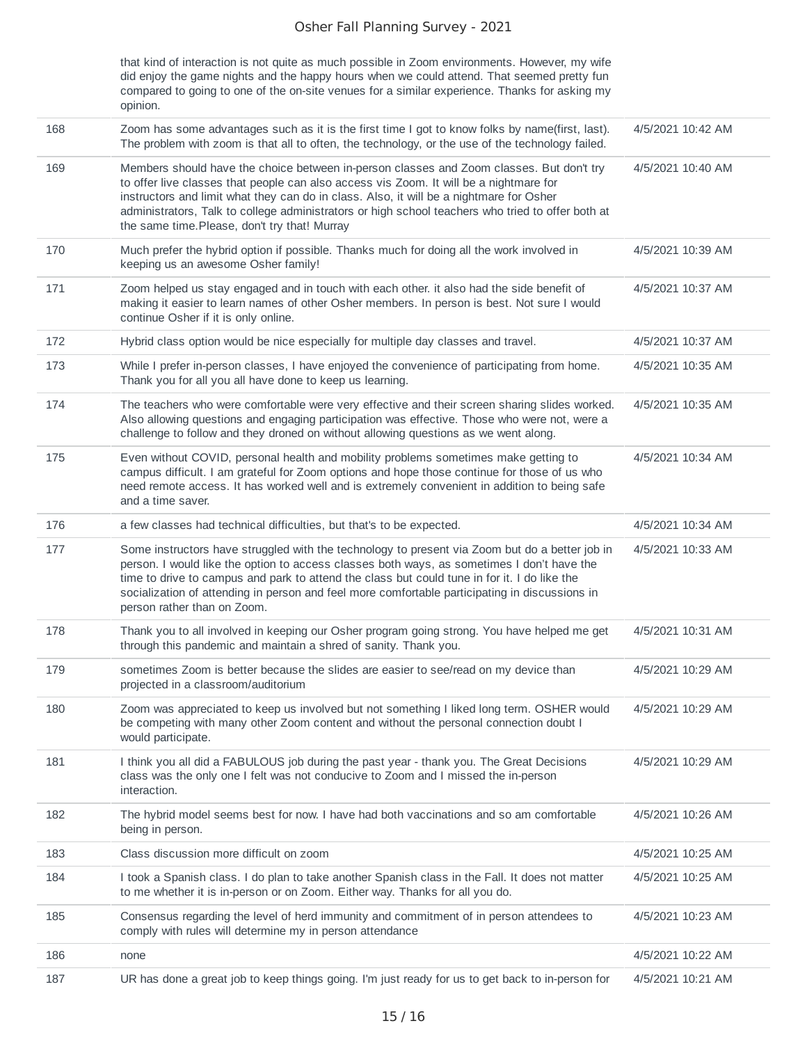|  | that kind of interaction is not quite as much possible in Zoom environments. However, my wife did enjoy the game nights and the happy hours when we could attend. That seemed pretty fun compared to going to one of the on-site venues for a similar experience. Thanks for asking my opinion. |  |
|---|---|---|
| 168 | Zoom has some advantages such as it is the first time I got to know folks by name(first, last). The problem with zoom is that all to often, the technology, or the use of the technology failed. | 4/5/2021 10:42 AM |
| 169 | Members should have the choice between in-person classes and Zoom classes. But don't try to offer live classes that people can also access vis Zoom. It will be a nightmare for instructors and limit what they can do in class. Also, it will be a nightmare for Osher administrators, Talk to college administrators or high school teachers who tried to offer both at the same time.Please, don't try that! Murray | 4/5/2021 10:40 AM |
| 170 | Much prefer the hybrid option if possible. Thanks much for doing all the work involved in keeping us an awesome Osher family! | 4/5/2021 10:39 AM |
| 171 | Zoom helped us stay engaged and in touch with each other. it also had the side benefit of making it easier to learn names of other Osher members. In person is best. Not sure I would continue Osher if it is only online. | 4/5/2021 10:37 AM |
| 172 | Hybrid class option would be nice especially for multiple day classes and travel. | 4/5/2021 10:37 AM |
| 173 | While I prefer in-person classes, I have enjoyed the convenience of participating from home. Thank you for all you all have done to keep us learning. | 4/5/2021 10:35 AM |
| 174 | The teachers who were comfortable were very effective and their screen sharing slides worked. Also allowing questions and engaging participation was effective. Those who were not, were a challenge to follow and they droned on without allowing questions as we went along. | 4/5/2021 10:35 AM |
| 175 | Even without COVID, personal health and mobility problems sometimes make getting to campus difficult. I am grateful for Zoom options and hope those continue for those of us who need remote access. It has worked well and is extremely convenient in addition to being safe and a time saver. | 4/5/2021 10:34 AM |
| 176 | a few classes had technical difficulties, but that's to be expected. | 4/5/2021 10:34 AM |
| 177 | Some instructors have struggled with the technology to present via Zoom but do a better job in person. I would like the option to access classes both ways, as sometimes I don't have the time to drive to campus and park to attend the class but could tune in for it. I do like the socialization of attending in person and feel more comfortable participating in discussions in person rather than on Zoom. | 4/5/2021 10:33 AM |
| 178 | Thank you to all involved in keeping our Osher program going strong. You have helped me get through this pandemic and maintain a shred of sanity. Thank you. | 4/5/2021 10:31 AM |
| 179 | sometimes Zoom is better because the slides are easier to see/read on my device than projected in a classroom/auditorium | 4/5/2021 10:29 AM |
| 180 | Zoom was appreciated to keep us involved but not something I liked long term. OSHER would be competing with many other Zoom content and without the personal connection doubt I would participate. | 4/5/2021 10:29 AM |
| 181 | I think you all did a FABULOUS job during the past year - thank you. The Great Decisions class was the only one I felt was not conducive to Zoom and I missed the in-person interaction. | 4/5/2021 10:29 AM |
| 182 | The hybrid model seems best for now. I have had both vaccinations and so am comfortable being in person. | 4/5/2021 10:26 AM |
| 183 | Class discussion more difficult on zoom | 4/5/2021 10:25 AM |
| 184 | I took a Spanish class. I do plan to take another Spanish class in the Fall. It does not matter to me whether it is in-person or on Zoom. Either way. Thanks for all you do. | 4/5/2021 10:25 AM |
| 185 | Consensus regarding the level of herd immunity and commitment of in person attendees to comply with rules will determine my in person attendance | 4/5/2021 10:23 AM |
| 186 | none | 4/5/2021 10:22 AM |
| 187 | UR has done a great job to keep things going. I'm just ready for us to get back to in-person for | 4/5/2021 10:21 AM |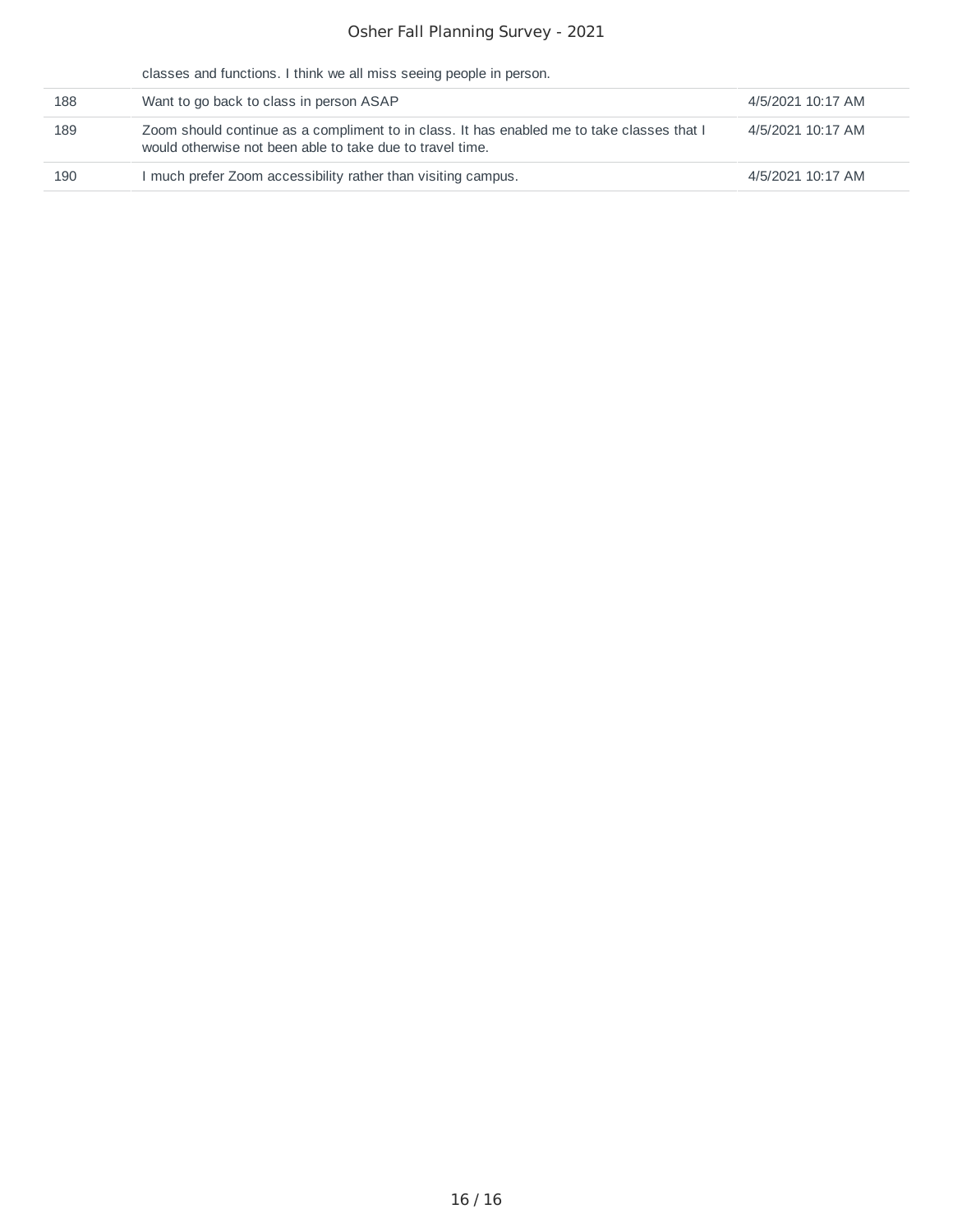| | | |
|---|---|---|
| | classes and functions. I think we all miss seeing people in person. | |
| 188 | Want to go back to class in person ASAP | 4/5/2021 10:17 AM |
| 189 | Zoom should continue as a compliment to in class. It has enabled me to take classes that I would otherwise not been able to take due to travel time. | 4/5/2021 10:17 AM |
| 190 | I much prefer Zoom accessibility rather than visiting campus. | 4/5/2021 10:17 AM |